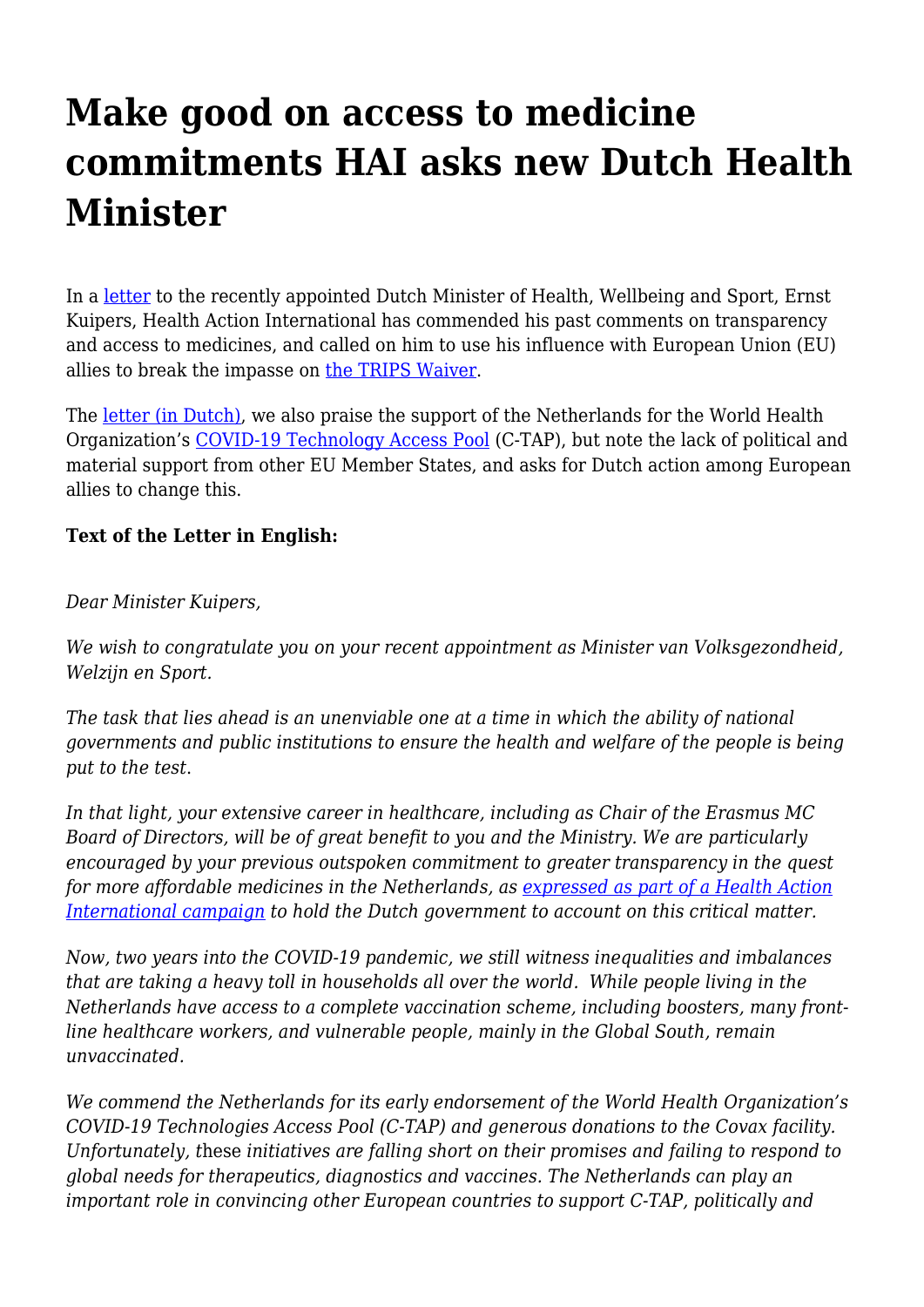# Make good on access to medicine commitments HAI asks new Dutch Health Minister

In a letter to the recently appointed Dutch Minister of Health, Wellbeing and Sport, Ernst Kuipers, Health Action International has commended his past comments on transparency and access to medicines, and called on him to use his influence with European Union (EU) allies to break the impasse on the TRIPS Waiver.

The letter (in Dutch), we also praise the support of the Netherlands for the World Health Organization's COVID-19 Technology Access Pool (C-TAP), but note the lack of political and material support from other EU Member States, and asks for Dutch action among European allies to change this.

**Text of the Letter in English:**

*Dear Minister Kuipers,*

*We wish to congratulate you on your recent appointment as Minister van Volksgezondheid, Welzijn en Sport.*

*The task that lies ahead is an unenviable one at a time in which the ability of national governments and public institutions to ensure the health and welfare of the people is being put to the test.*

*In that light, your extensive career in healthcare, including as Chair of the Erasmus MC Board of Directors, will be of great benefit to you and the Ministry. We are particularly encouraged by your previous outspoken commitment to greater transparency in the quest for more affordable medicines in the Netherlands, as expressed as part of a Health Action International campaign to hold the Dutch government to account on this critical matter.*

*Now, two years into the COVID-19 pandemic, we still witness inequalities and imbalances that are taking a heavy toll in households all over the world. While people living in the Netherlands have access to a complete vaccination scheme, including boosters, many front-line healthcare workers, and vulnerable people, mainly in the Global South, remain unvaccinated.*

*We commend the Netherlands for its early endorsement of the World Health Organization's COVID-19 Technologies Access Pool (C-TAP) and generous donations to the Covax facility. Unfortunately, these initiatives are falling short on their promises and failing to respond to global needs for therapeutics, diagnostics and vaccines. The Netherlands can play an important role in convincing other European countries to support C-TAP, politically and*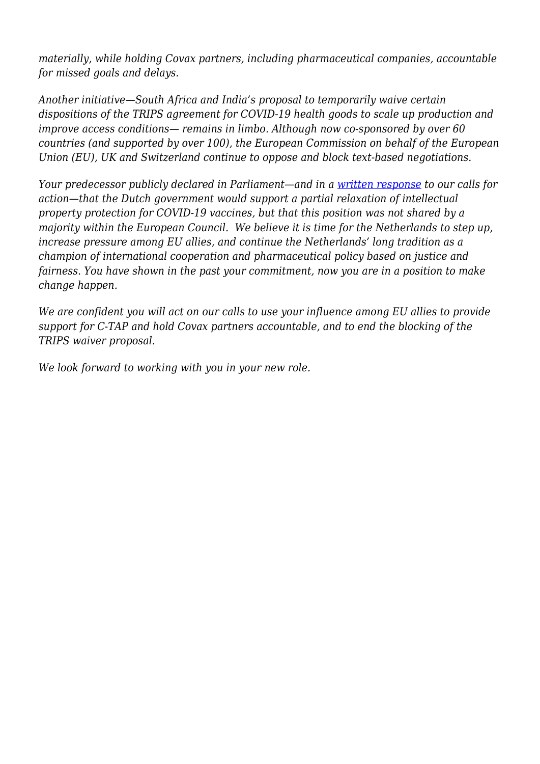*materially, while holding Covax partners, including pharmaceutical companies, accountable for missed goals and delays.*

*Another initiative—South Africa and India's proposal to temporarily waive certain dispositions of the TRIPS agreement for COVID-19 health goods to scale up production and improve access conditions— remains in limbo. Although now co-sponsored by over 60 countries (and supported by over 100), the European Commission on behalf of the European Union (EU), UK and Switzerland continue to oppose and block text-based negotiations.*

*Your predecessor publicly declared in Parliament—and in a written response to our calls for action—that the Dutch government would support a partial relaxation of intellectual property protection for COVID-19 vaccines, but that this position was not shared by a majority within the European Council.  We believe it is time for the Netherlands to step up, increase pressure among EU allies, and continue the Netherlands' long tradition as a champion of international cooperation and pharmaceutical policy based on justice and fairness. You have shown in the past your commitment, now you are in a position to make change happen.*

*We are confident you will act on our calls to use your influence among EU allies to provide support for C-TAP and hold Covax partners accountable, and to end the blocking of the TRIPS waiver proposal.*

*We look forward to working with you in your new role.*